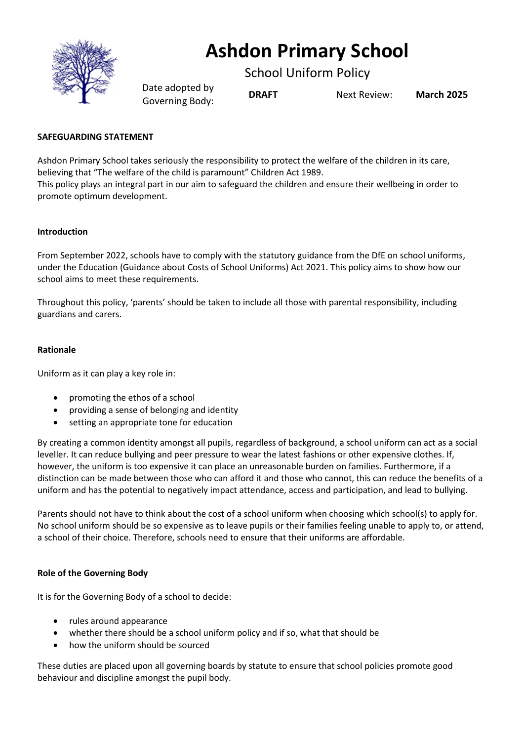# Ashdon Primary School

## School Uniform Policy

| Date adopted by Governing Body: | **DRAFT** | Next Review: | **March 2025** |
|---|---|---|---|

**SAFEGUARDING STATEMENT**

Ashdon Primary School takes seriously the responsibility to protect the welfare of the children in its care, believing that "The welfare of the child is paramount" Children Act 1989.
This policy plays an integral part in our aim to safeguard the children and ensure their wellbeing in order to promote optimum development.

**Introduction**

From September 2022, schools have to comply with the statutory guidance from the DfE on school uniforms, under the Education (Guidance about Costs of School Uniforms) Act 2021. This policy aims to show how our school aims to meet these requirements.

Throughout this policy, 'parents' should be taken to include all those with parental responsibility, including guardians and carers.

**Rationale**

Uniform as it can play a key role in:

- promoting the ethos of a school
- providing a sense of belonging and identity
- setting an appropriate tone for education

By creating a common identity amongst all pupils, regardless of background, a school uniform can act as a social leveller. It can reduce bullying and peer pressure to wear the latest fashions or other expensive clothes. If, however, the uniform is too expensive it can place an unreasonable burden on families. Furthermore, if a distinction can be made between those who can afford it and those who cannot, this can reduce the benefits of a uniform and has the potential to negatively impact attendance, access and participation, and lead to bullying.

Parents should not have to think about the cost of a school uniform when choosing which school(s) to apply for. No school uniform should be so expensive as to leave pupils or their families feeling unable to apply to, or attend, a school of their choice. Therefore, schools need to ensure that their uniforms are affordable.

**Role of the Governing Body**

It is for the Governing Body of a school to decide:

- rules around appearance
- whether there should be a school uniform policy and if so, what that should be
- how the uniform should be sourced

These duties are placed upon all governing boards by statute to ensure that school policies promote good behaviour and discipline amongst the pupil body.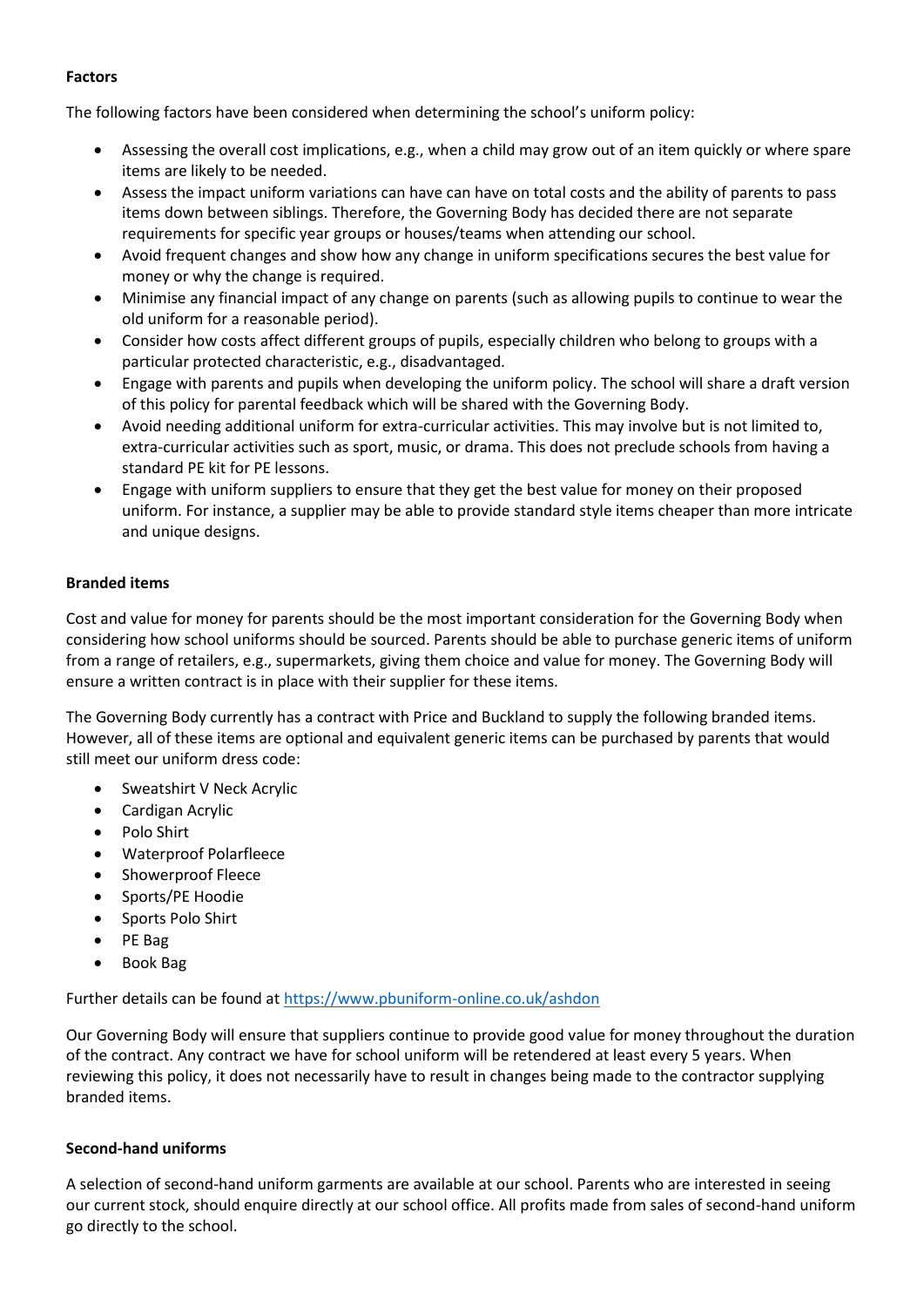**Factors**

The following factors have been considered when determining the school's uniform policy:

- Assessing the overall cost implications, e.g., when a child may grow out of an item quickly or where spare items are likely to be needed.
- Assess the impact uniform variations can have can have on total costs and the ability of parents to pass items down between siblings. Therefore, the Governing Body has decided there are not separate requirements for specific year groups or houses/teams when attending our school.
- Avoid frequent changes and show how any change in uniform specifications secures the best value for money or why the change is required.
- Minimise any financial impact of any change on parents (such as allowing pupils to continue to wear the old uniform for a reasonable period).
- Consider how costs affect different groups of pupils, especially children who belong to groups with a particular protected characteristic, e.g., disadvantaged.
- Engage with parents and pupils when developing the uniform policy. The school will share a draft version of this policy for parental feedback which will be shared with the Governing Body.
- Avoid needing additional uniform for extra-curricular activities. This may involve but is not limited to, extra-curricular activities such as sport, music, or drama. This does not preclude schools from having a standard PE kit for PE lessons.
- Engage with uniform suppliers to ensure that they get the best value for money on their proposed uniform. For instance, a supplier may be able to provide standard style items cheaper than more intricate and unique designs.

**Branded items**

Cost and value for money for parents should be the most important consideration for the Governing Body when considering how school uniforms should be sourced. Parents should be able to purchase generic items of uniform from a range of retailers, e.g., supermarkets, giving them choice and value for money. The Governing Body will ensure a written contract is in place with their supplier for these items.

The Governing Body currently has a contract with Price and Buckland to supply the following branded items. However, all of these items are optional and equivalent generic items can be purchased by parents that would still meet our uniform dress code:

- Sweatshirt V Neck Acrylic
- Cardigan Acrylic
- Polo Shirt
- Waterproof Polarfleece
- Showerproof Fleece
- Sports/PE Hoodie
- Sports Polo Shirt
- PE Bag
- Book Bag

Further details can be found at https://www.pbuniform-online.co.uk/ashdon

Our Governing Body will ensure that suppliers continue to provide good value for money throughout the duration of the contract. Any contract we have for school uniform will be retendered at least every 5 years. When reviewing this policy, it does not necessarily have to result in changes being made to the contractor supplying branded items.

**Second-hand uniforms**

A selection of second-hand uniform garments are available at our school. Parents who are interested in seeing our current stock, should enquire directly at our school office. All profits made from sales of second-hand uniform go directly to the school.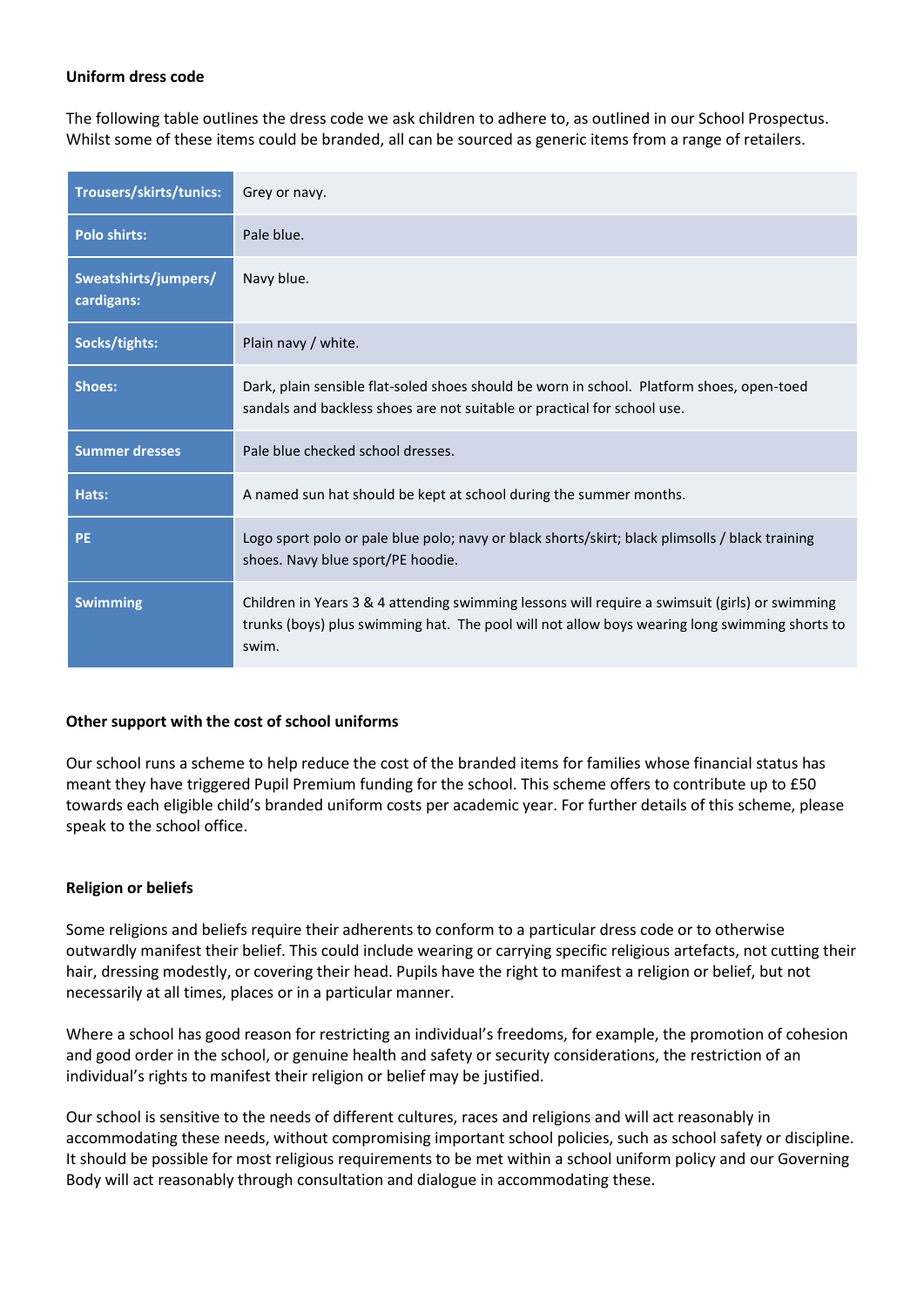**Uniform dress code**

The following table outlines the dress code we ask children to adhere to, as outlined in our School Prospectus. Whilst some of these items could be branded, all can be sourced as generic items from a range of retailers.

| | |
|---|---|
| **Trousers/skirts/tunics:** | Grey or navy. |
| **Polo shirts:** | Pale blue. |
| **Sweatshirts/jumpers/ cardigans:** | Navy blue. |
| **Socks/tights:** | Plain navy / white. |
| **Shoes:** | Dark, plain sensible flat-soled shoes should be worn in school. Platform shoes, open-toed sandals and backless shoes are not suitable or practical for school use. |
| **Summer dresses** | Pale blue checked school dresses. |
| **Hats:** | A named sun hat should be kept at school during the summer months. |
| **PE** | Logo sport polo or pale blue polo; navy or black shorts/skirt; black plimsolls / black training shoes. Navy blue sport/PE hoodie. |
| **Swimming** | Children in Years 3 & 4 attending swimming lessons will require a swimsuit (girls) or swimming trunks (boys) plus swimming hat. The pool will not allow boys wearing long swimming shorts to swim. |

**Other support with the cost of school uniforms**

Our school runs a scheme to help reduce the cost of the branded items for families whose financial status has meant they have triggered Pupil Premium funding for the school. This scheme offers to contribute up to £50 towards each eligible child's branded uniform costs per academic year. For further details of this scheme, please speak to the school office.

**Religion or beliefs**

Some religions and beliefs require their adherents to conform to a particular dress code or to otherwise outwardly manifest their belief. This could include wearing or carrying specific religious artefacts, not cutting their hair, dressing modestly, or covering their head. Pupils have the right to manifest a religion or belief, but not necessarily at all times, places or in a particular manner.

Where a school has good reason for restricting an individual's freedoms, for example, the promotion of cohesion and good order in the school, or genuine health and safety or security considerations, the restriction of an individual's rights to manifest their religion or belief may be justified.

Our school is sensitive to the needs of different cultures, races and religions and will act reasonably in accommodating these needs, without compromising important school policies, such as school safety or discipline. It should be possible for most religious requirements to be met within a school uniform policy and our Governing Body will act reasonably through consultation and dialogue in accommodating these.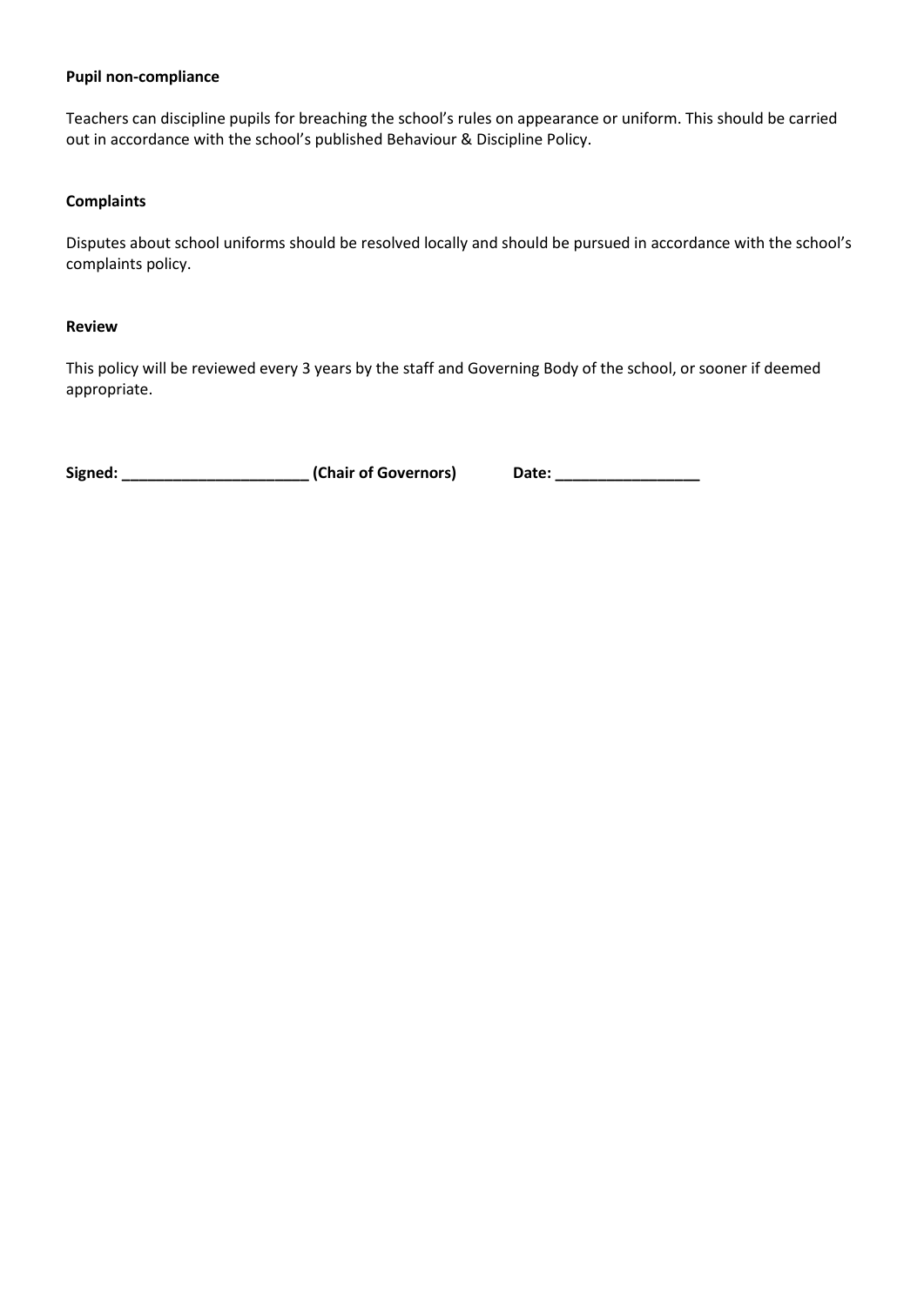**Pupil non-compliance**

Teachers can discipline pupils for breaching the school's rules on appearance or uniform. This should be carried out in accordance with the school's published Behaviour & Discipline Policy.

**Complaints**

Disputes about school uniforms should be resolved locally and should be pursued in accordance with the school's complaints policy.

**Review**

This policy will be reviewed every 3 years by the staff and Governing Body of the school, or sooner if deemed appropriate.

**Signed: ______________________ (Chair of Governors) Date: _________________**